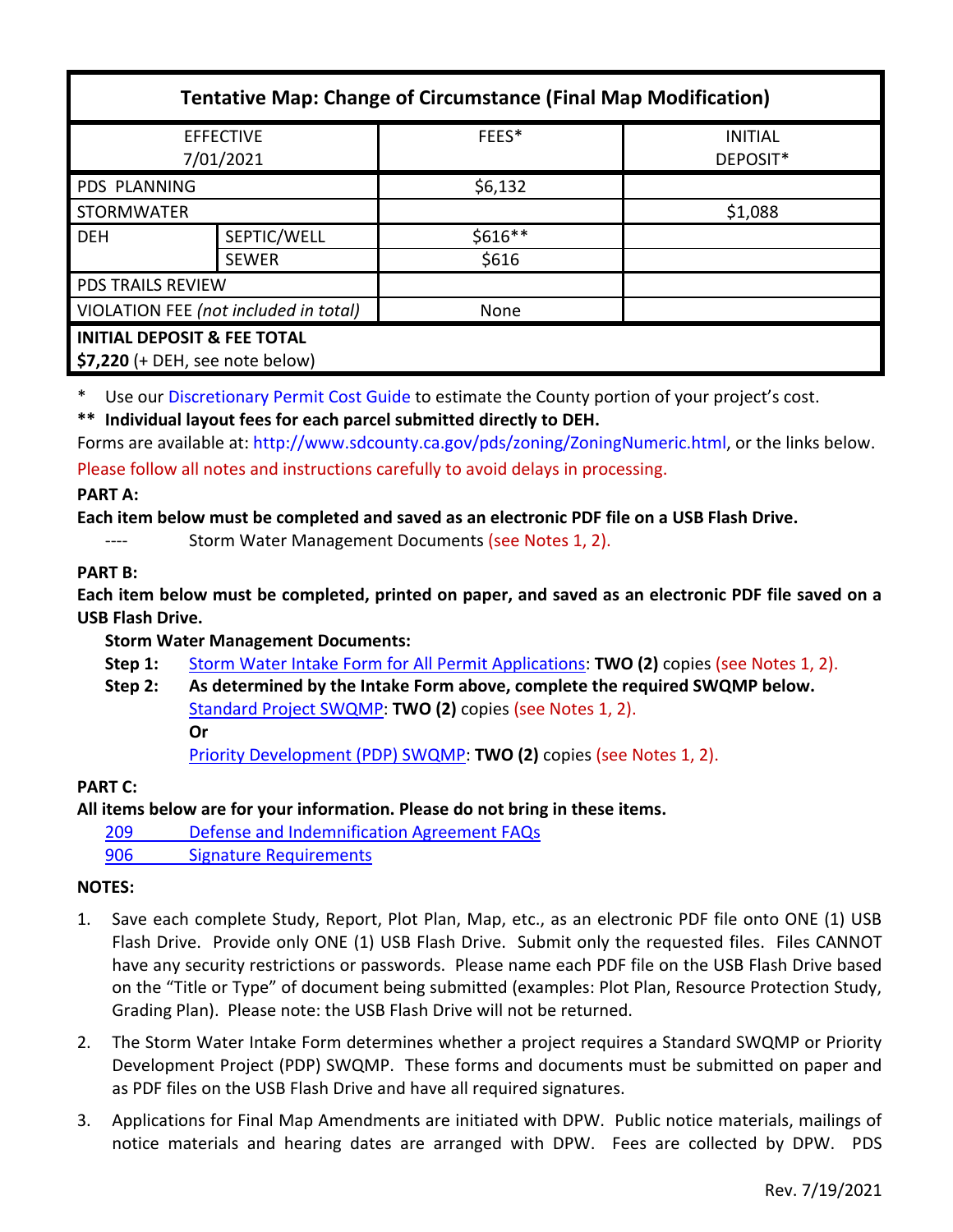| Tentative Map: Change of Circumstance (Final Map Modification) | | | |
|---|---|---|---|
| EFFECTIVE 7/01/2021 | | FEES* | INITIAL DEPOSIT* |
| PDS PLANNING | | $6,132 | |
| STORMWATER | | | $1,088 |
| DEH | SEPTIC/WELL | $616** | |
| | SEWER | $616 | |
| PDS TRAILS REVIEW | | | |
| VIOLATION FEE *(not included in total)* | | None | |
| **INITIAL DEPOSIT & FEE TOTAL** **$7,220** (+ DEH, see note below) | | | |

\* Use our Discretionary Permit Cost Guide to estimate the County portion of your project's cost.

**\*\* Individual layout fees for each parcel submitted directly to DEH.**

Forms are available at: http://www.sdcounty.ca.gov/pds/zoning/ZoningNumeric.html, or the links below.

Please follow all notes and instructions carefully to avoid delays in processing.

**PART A:**

**Each item below must be completed and saved as an electronic PDF file on a USB Flash Drive.**

---- Storm Water Management Documents (see Notes 1, 2).

**PART B:**

**Each item below must be completed, printed on paper, and saved as an electronic PDF file saved on a USB Flash Drive.**

**Storm Water Management Documents:**

**Step 1:** Storm Water Intake Form for All Permit Applications: **TWO (2)** copies (see Notes 1, 2).

**Step 2:** **As determined by the Intake Form above, complete the required SWQMP below.**
Standard Project SWQMP: **TWO (2)** copies (see Notes 1, 2).
**Or**
Priority Development (PDP) SWQMP: **TWO (2)** copies (see Notes 1, 2).

**PART C:**

**All items below are for your information. Please do not bring in these items.**

209 Defense and Indemnification Agreement FAQs
906 Signature Requirements

**NOTES:**

1. Save each complete Study, Report, Plot Plan, Map, etc., as an electronic PDF file onto ONE (1) USB Flash Drive. Provide only ONE (1) USB Flash Drive. Submit only the requested files. Files CANNOT have any security restrictions or passwords. Please name each PDF file on the USB Flash Drive based on the "Title or Type" of document being submitted (examples: Plot Plan, Resource Protection Study, Grading Plan). Please note: the USB Flash Drive will not be returned.

2. The Storm Water Intake Form determines whether a project requires a Standard SWQMP or Priority Development Project (PDP) SWQMP. These forms and documents must be submitted on paper and as PDF files on the USB Flash Drive and have all required signatures.

3. Applications for Final Map Amendments are initiated with DPW. Public notice materials, mailings of notice materials and hearing dates are arranged with DPW. Fees are collected by DPW. PDS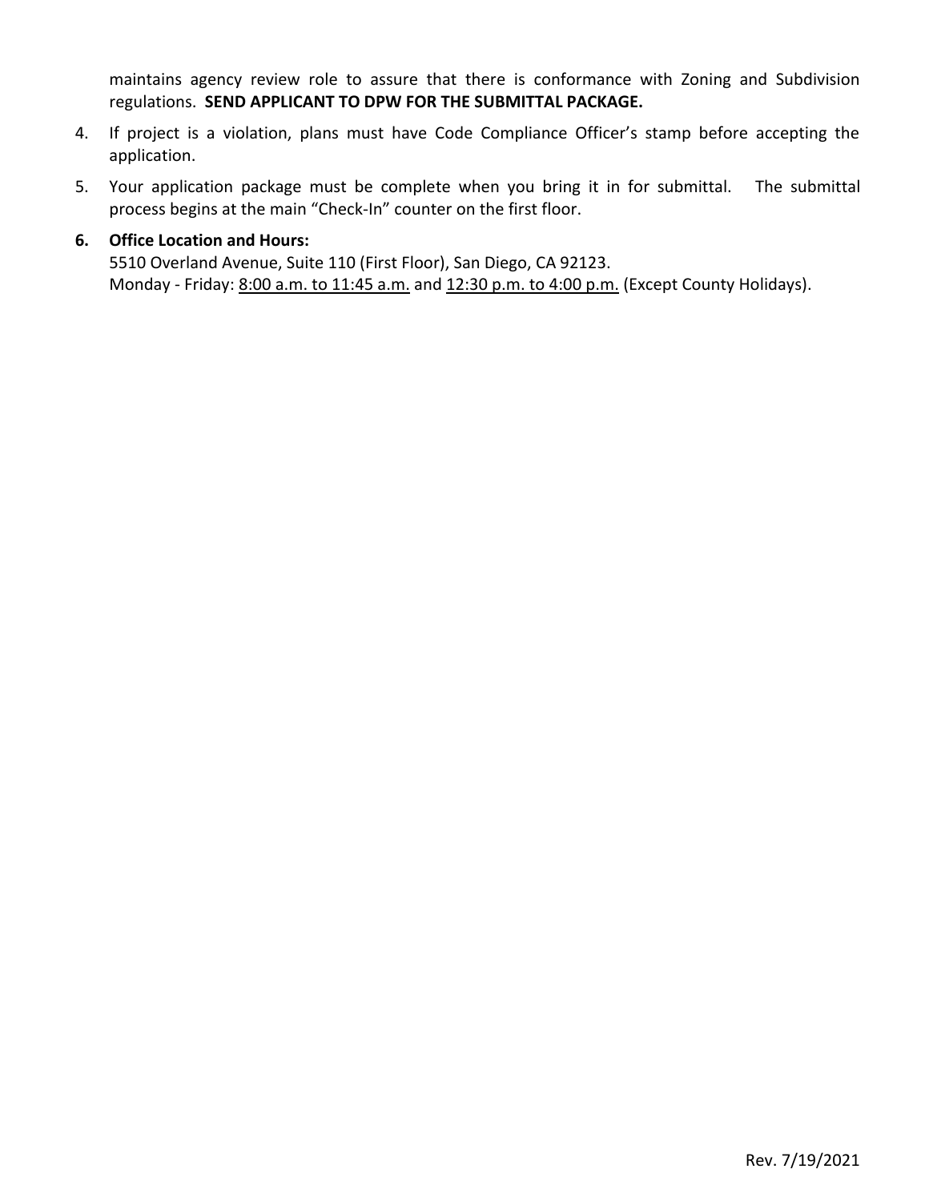maintains agency review role to assure that there is conformance with Zoning and Subdivision regulations. **SEND APPLICANT TO DPW FOR THE SUBMITTAL PACKAGE.**

4. If project is a violation, plans must have Code Compliance Officer's stamp before accepting the application.

5. Your application package must be complete when you bring it in for submittal. The submittal process begins at the main "Check-In" counter on the first floor.

6. **Office Location and Hours:**
   5510 Overland Avenue, Suite 110 (First Floor), San Diego, CA 92123.
   Monday - Friday: <u>8:00 a.m. to 11:45 a.m.</u> and <u>12:30 p.m. to 4:00 p.m.</u> (Except County Holidays).

Rev. 7/19/2021